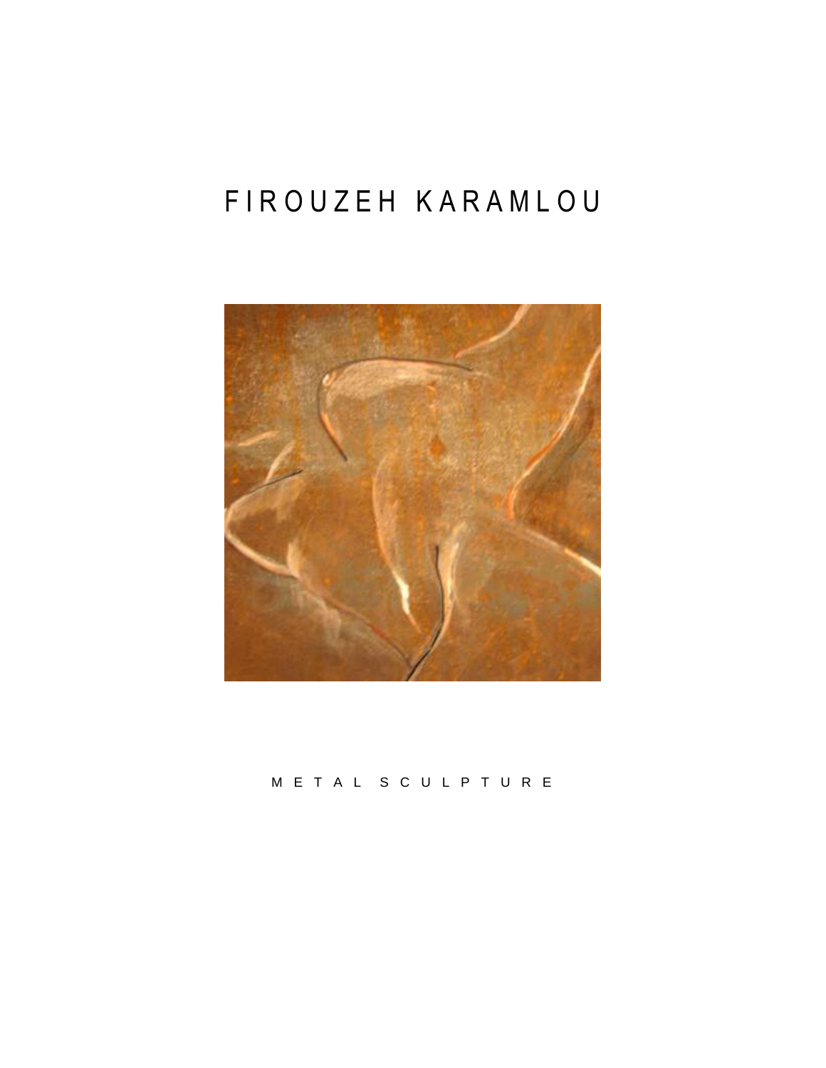# FIROUZEH KARAMLOU

METAL SCULPTURE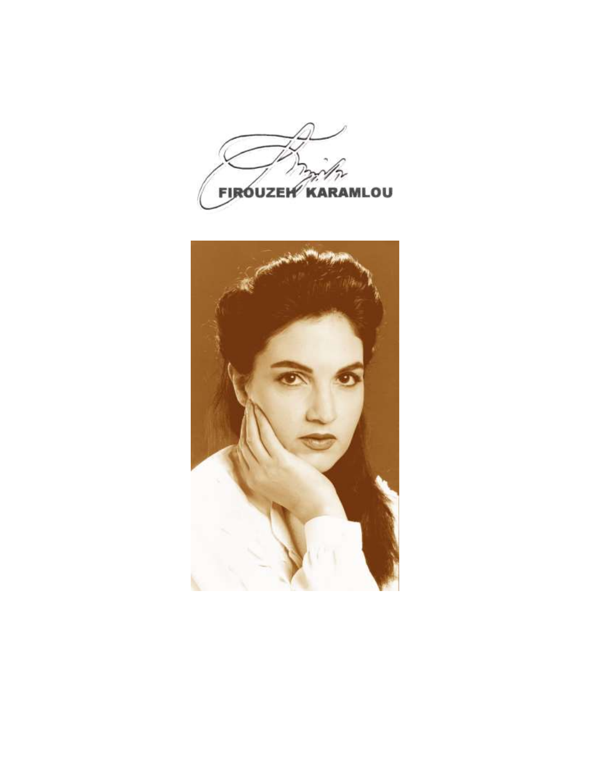FIROUZEH KARAMLOU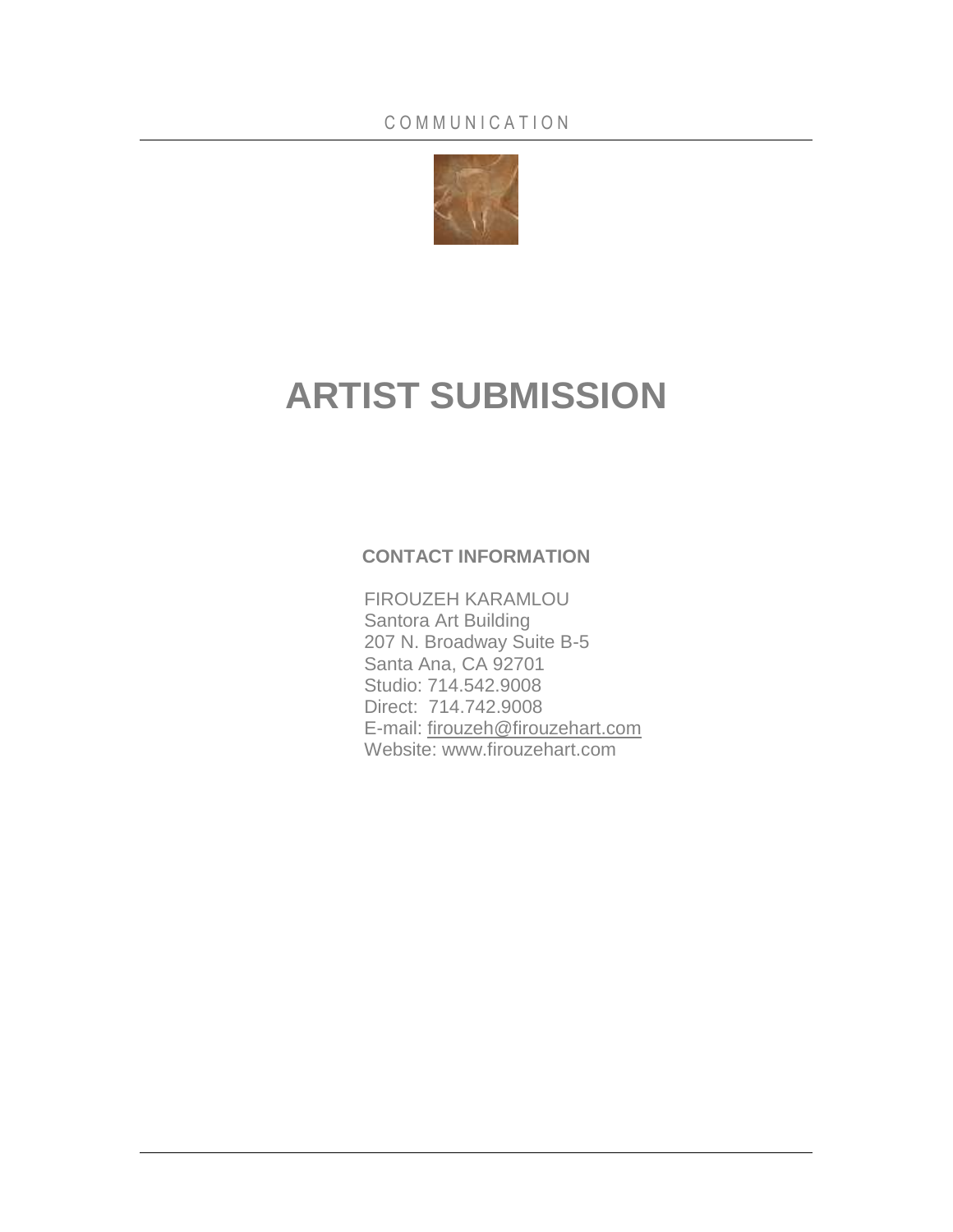COMMUNICATION

# ARTIST SUBMISSION

**CONTACT INFORMATION**

FIROUZEH KARAMLOU
Santora Art Building
207 N. Broadway Suite B-5
Santa Ana, CA 92701
Studio: 714.542.9008
Direct: 714.742.9008
E-mail: firouzeh@firouzehart.com
Website: www.firouzehart.com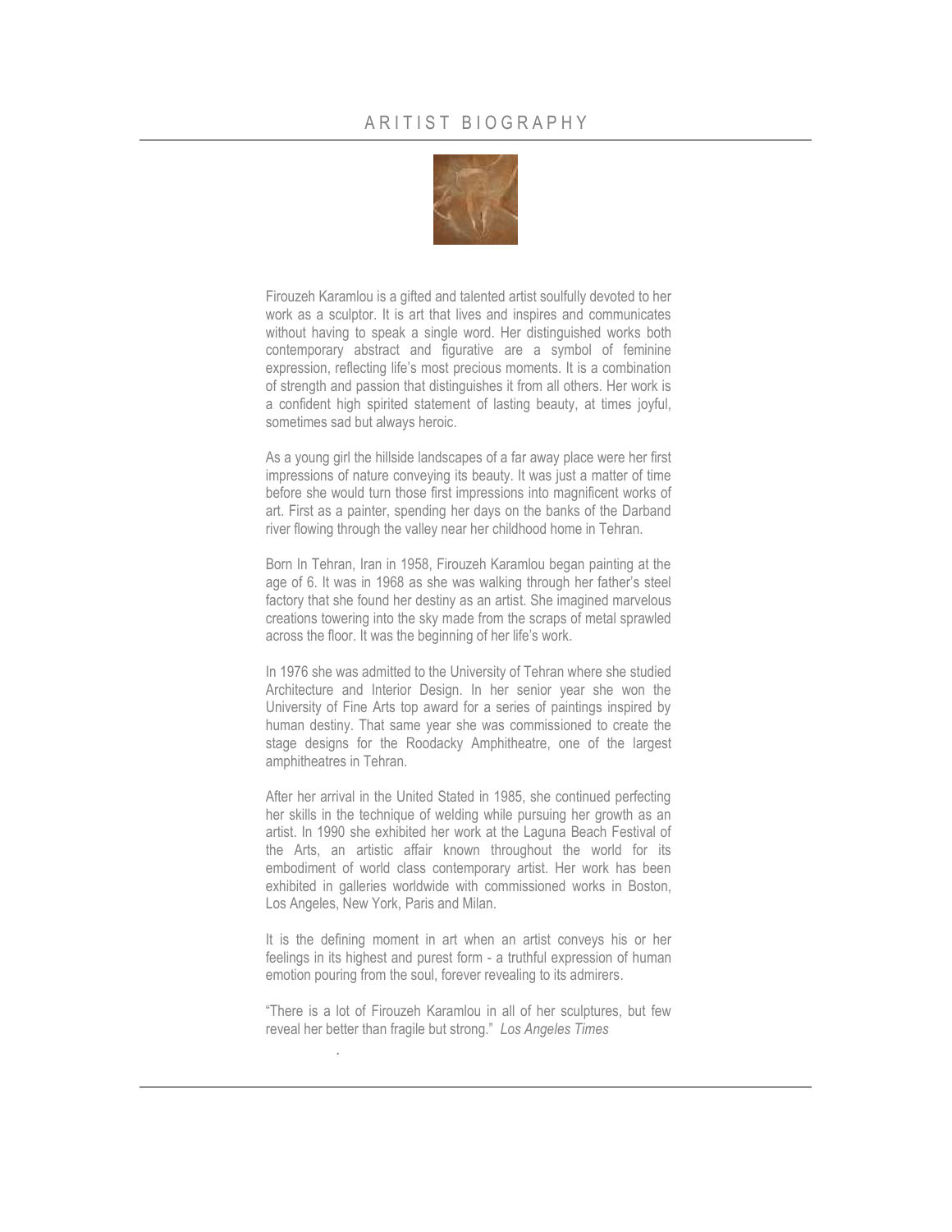# ARITIST BIOGRAPHY

Firouzeh Karamlou is a gifted and talented artist soulfully devoted to her work as a sculptor. It is art that lives and inspires and communicates without having to speak a single word. Her distinguished works both contemporary abstract and figurative are a symbol of feminine expression, reflecting life's most precious moments. It is a combination of strength and passion that distinguishes it from all others. Her work is a confident high spirited statement of lasting beauty, at times joyful, sometimes sad but always heroic.

As a young girl the hillside landscapes of a far away place were her first impressions of nature conveying its beauty. It was just a matter of time before she would turn those first impressions into magnificent works of art. First as a painter, spending her days on the banks of the Darband river flowing through the valley near her childhood home in Tehran.

Born In Tehran, Iran in 1958, Firouzeh Karamlou began painting at the age of 6. It was in 1968 as she was walking through her father's steel factory that she found her destiny as an artist. She imagined marvelous creations towering into the sky made from the scraps of metal sprawled across the floor. It was the beginning of her life's work.

In 1976 she was admitted to the University of Tehran where she studied Architecture and Interior Design. In her senior year she won the University of Fine Arts top award for a series of paintings inspired by human destiny. That same year she was commissioned to create the stage designs for the Roodacky Amphitheatre, one of the largest amphitheatres in Tehran.

After her arrival in the United Stated in 1985, she continued perfecting her skills in the technique of welding while pursuing her growth as an artist. In 1990 she exhibited her work at the Laguna Beach Festival of the Arts, an artistic affair known throughout the world for its embodiment of world class contemporary artist. Her work has been exhibited in galleries worldwide with commissioned works in Boston, Los Angeles, New York, Paris and Milan.

It is the defining moment in art when an artist conveys his or her feelings in its highest and purest form - a truthful expression of human emotion pouring from the soul, forever revealing to its admirers.

"There is a lot of Firouzeh Karamlou in all of her sculptures, but few reveal her better than fragile but strong." *Los Angeles Times*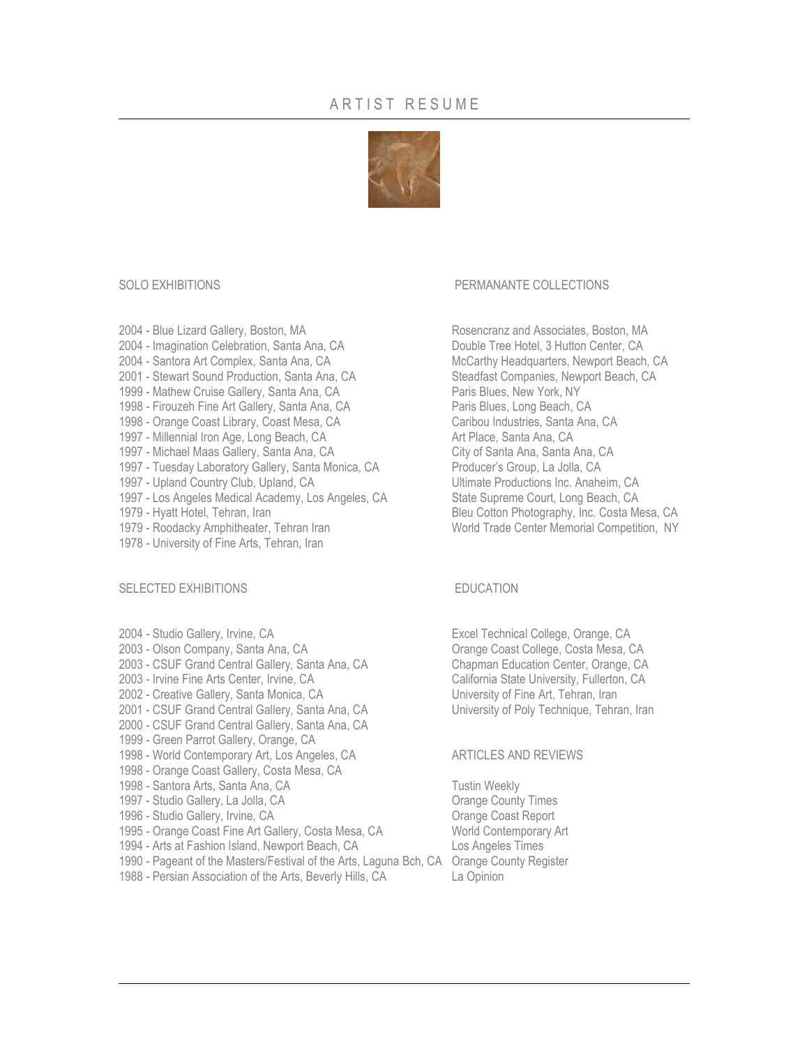# ARTIST RESUME

## SOLO EXHIBITIONS

2004 - Blue Lizard Gallery, Boston, MA
2004 - Imagination Celebration, Santa Ana, CA
2004 - Santora Art Complex, Santa Ana, CA
2001 - Stewart Sound Production, Santa Ana, CA
1999 - Mathew Cruise Gallery, Santa Ana, CA
1998 - Firouzeh Fine Art Gallery, Santa Ana, CA
1998 - Orange Coast Library, Coast Mesa, CA
1997 - Millennial Iron Age, Long Beach, CA
1997 - Michael Maas Gallery, Santa Ana, CA
1997 - Tuesday Laboratory Gallery, Santa Monica, CA
1997 - Upland Country Club, Upland, CA
1997 - Los Angeles Medical Academy, Los Angeles, CA
1979 - Hyatt Hotel, Tehran, Iran
1979 - Roodacky Amphitheater, Tehran Iran
1978 - University of Fine Arts, Tehran, Iran

## SELECTED EXHIBITIONS

2004 - Studio Gallery, Irvine, CA
2003 - Olson Company, Santa Ana, CA
2003 - CSUF Grand Central Gallery, Santa Ana, CA
2003 - Irvine Fine Arts Center, Irvine, CA
2002 - Creative Gallery, Santa Monica, CA
2001 - CSUF Grand Central Gallery, Santa Ana, CA
2000 - CSUF Grand Central Gallery, Santa Ana, CA
1999 - Green Parrot Gallery, Orange, CA
1998 - World Contemporary Art, Los Angeles, CA
1998 - Orange Coast Gallery, Costa Mesa, CA
1998 - Santora Arts, Santa Ana, CA
1997 - Studio Gallery, La Jolla, CA
1996 - Studio Gallery, Irvine, CA
1995 - Orange Coast Fine Art Gallery, Costa Mesa, CA
1994 - Arts at Fashion Island, Newport Beach, CA
1990 - Pageant of the Masters/Festival of the Arts, Laguna Bch, CA
1988 - Persian Association of the Arts, Beverly Hills, CA

## PERMANANTE COLLECTIONS

Rosencranz and Associates, Boston, MA
Double Tree Hotel, 3 Hutton Center, CA
McCarthy Headquarters, Newport Beach, CA
Steadfast Companies, Newport Beach, CA
Paris Blues, New York, NY
Paris Blues, Long Beach, CA
Caribou Industries, Santa Ana, CA
Art Place, Santa Ana, CA
City of Santa Ana, Santa Ana, CA
Producer's Group, La Jolla, CA
Ultimate Productions Inc. Anaheim, CA
State Supreme Court, Long Beach, CA
Bleu Cotton Photography, Inc. Costa Mesa, CA
World Trade Center Memorial Competition, NY

## EDUCATION

Excel Technical College, Orange, CA
Orange Coast College, Costa Mesa, CA
Chapman Education Center, Orange, CA
California State University, Fullerton, CA
University of Fine Art, Tehran, Iran
University of Poly Technique, Tehran, Iran

## ARTICLES AND REVIEWS

Tustin Weekly
Orange County Times
Orange Coast Report
World Contemporary Art
Los Angeles Times
Orange County Register
La Opinion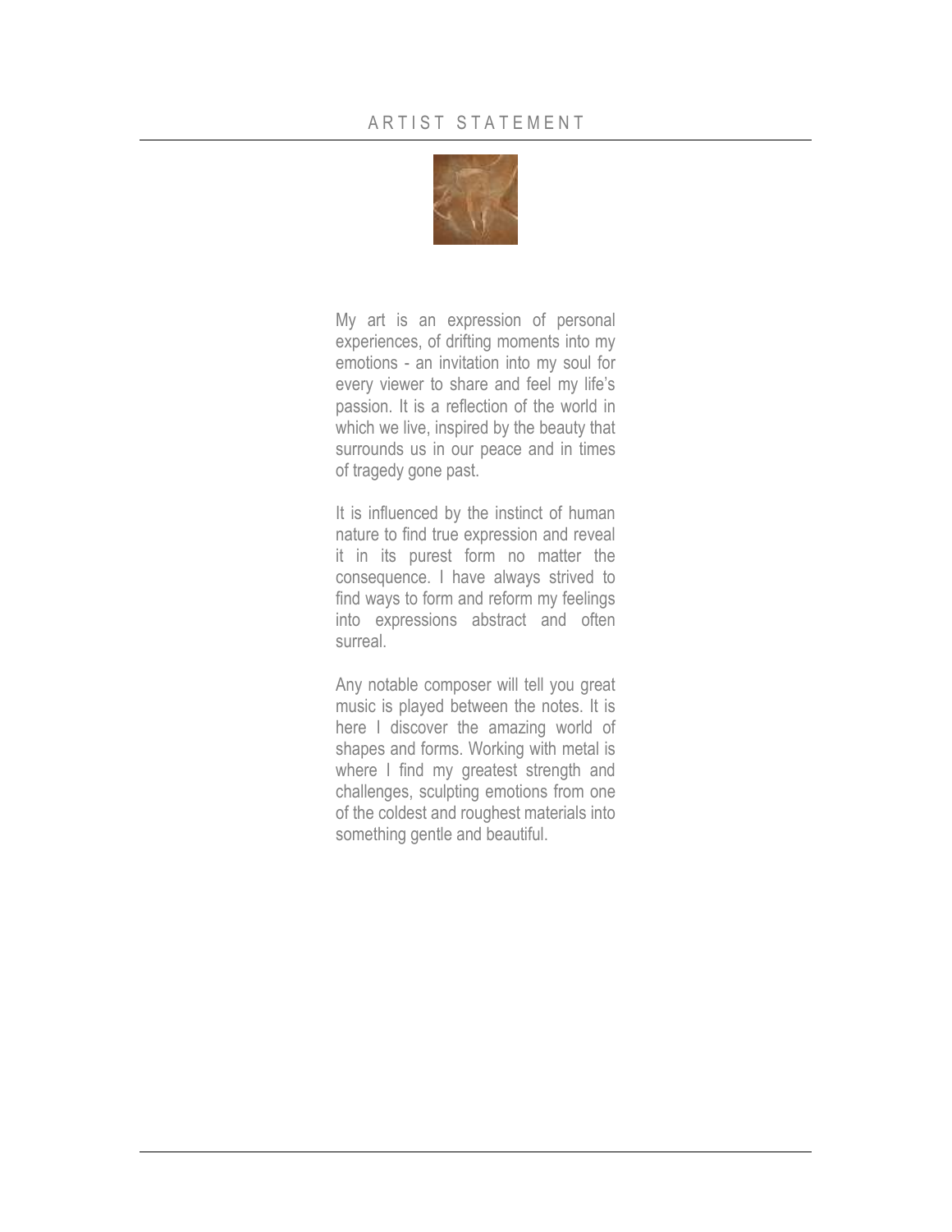# ARTIST STATEMENT

My art is an expression of personal experiences, of drifting moments into my emotions - an invitation into my soul for every viewer to share and feel my life's passion. It is a reflection of the world in which we live, inspired by the beauty that surrounds us in our peace and in times of tragedy gone past.

It is influenced by the instinct of human nature to find true expression and reveal it in its purest form no matter the consequence. I have always strived to find ways to form and reform my feelings into expressions abstract and often surreal.

Any notable composer will tell you great music is played between the notes. It is here I discover the amazing world of shapes and forms. Working with metal is where I find my greatest strength and challenges, sculpting emotions from one of the coldest and roughest materials into something gentle and beautiful.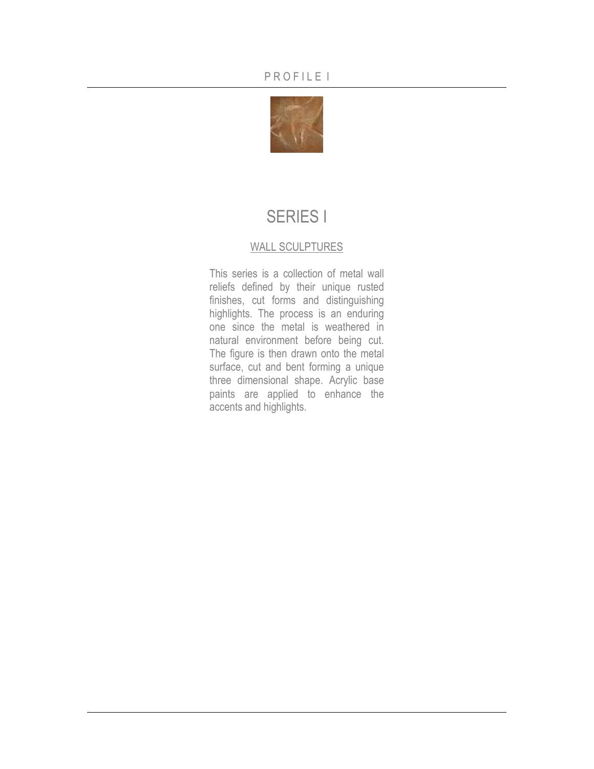# SERIES I

## WALL SCULPTURES

This series is a collection of metal wall reliefs defined by their unique rusted finishes, cut forms and distinguishing highlights. The process is an enduring one since the metal is weathered in natural environment before being cut. The figure is then drawn onto the metal surface, cut and bent forming a unique three dimensional shape. Acrylic base paints are applied to enhance the accents and highlights.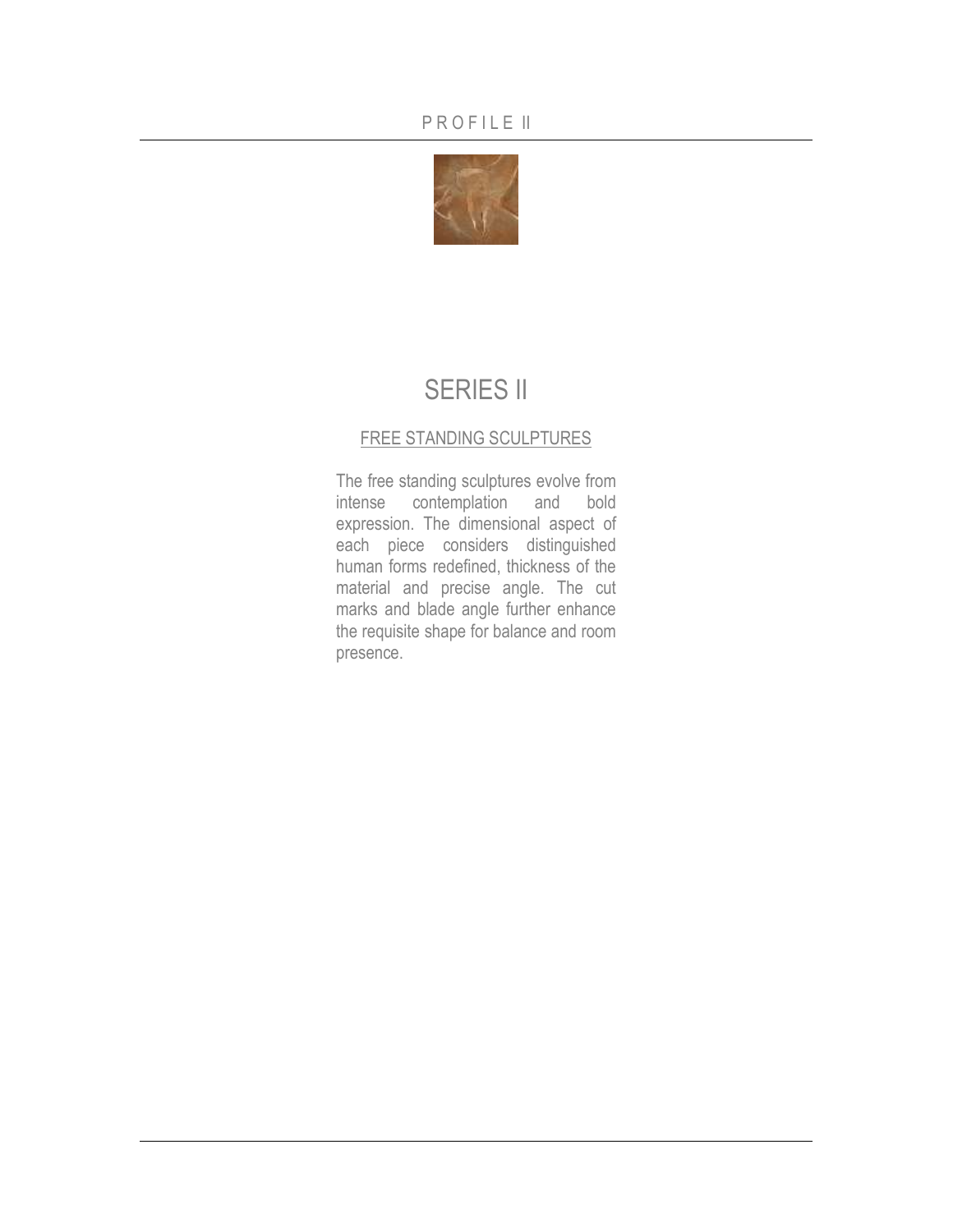# SERIES II

## FREE STANDING SCULPTURES

The free standing sculptures evolve from intense contemplation and bold expression. The dimensional aspect of each piece considers distinguished human forms redefined, thickness of the material and precise angle. The cut marks and blade angle further enhance the requisite shape for balance and room presence.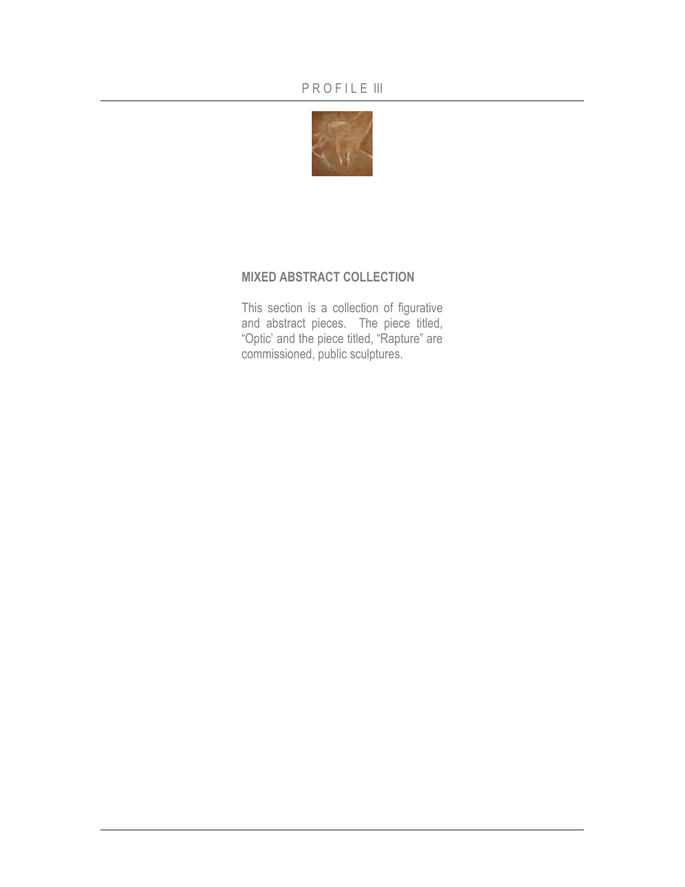## MIXED ABSTRACT COLLECTION

This section is a collection of figurative and abstract pieces. The piece titled, “Optic’ and the piece titled, “Rapture” are commissioned, public sculptures.